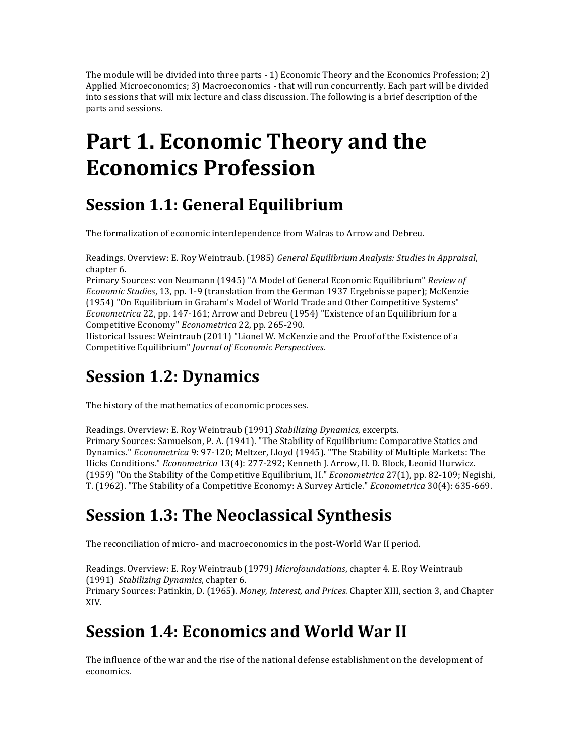The module will be divided into three parts - 1) Economic Theory and the Economics Profession; 2) Applied Microeconomics; 3) Macroeconomics - that will run concurrently. Each part will be divided into sessions that will mix lecture and class discussion. The following is a brief description of the parts and sessions.

# Part 1. Economic Theory and the Economics Profession

## Session 1.1: General Equilibrium

The formalization of economic interdependence from Walras to Arrow and Debreu.

Readings. Overview: E. Roy Weintraub. (1985) *General Equilibrium Analysis: Studies in Appraisal*, chapter 6.
Primary Sources: von Neumann (1945) "A Model of General Economic Equilibrium" *Review of Economic Studies*, 13, pp. 1-9 (translation from the German 1937 Ergebnisse paper); McKenzie (1954) "On Equilibrium in Graham's Model of World Trade and Other Competitive Systems" *Econometrica* 22, pp. 147-161; Arrow and Debreu (1954) "Existence of an Equilibrium for a Competitive Economy" *Econometrica* 22, pp. 265-290.
Historical Issues: Weintraub (2011) "Lionel W. McKenzie and the Proof of the Existence of a Competitive Equilibrium" *Journal of Economic Perspectives*.

## Session 1.2: Dynamics

The history of the mathematics of economic processes.

Readings. Overview: E. Roy Weintraub (1991) *Stabilizing Dynamics*, excerpts.
Primary Sources: Samuelson, P. A. (1941). "The Stability of Equilibrium: Comparative Statics and Dynamics." *Econometrica* 9: 97-120; Meltzer, Lloyd (1945). "The Stability of Multiple Markets: The Hicks Conditions." *Econometrica* 13(4): 277-292; Kenneth J. Arrow, H. D. Block, Leonid Hurwicz. (1959) "On the Stability of the Competitive Equilibrium, II." *Econometrica* 27(1), pp. 82-109; Negishi, T. (1962). "The Stability of a Competitive Economy: A Survey Article." *Econometrica* 30(4): 635-669.

## Session 1.3: The Neoclassical Synthesis

The reconciliation of micro- and macroeconomics in the post-World War II period.

Readings. Overview: E. Roy Weintraub (1979) *Microfoundations*, chapter 4. E. Roy Weintraub (1991) *Stabilizing Dynamics*, chapter 6.
Primary Sources: Patinkin, D. (1965). *Money, Interest, and Prices.* Chapter XIII, section 3, and Chapter XIV.

## Session 1.4: Economics and World War II

The influence of the war and the rise of the national defense establishment on the development of economics.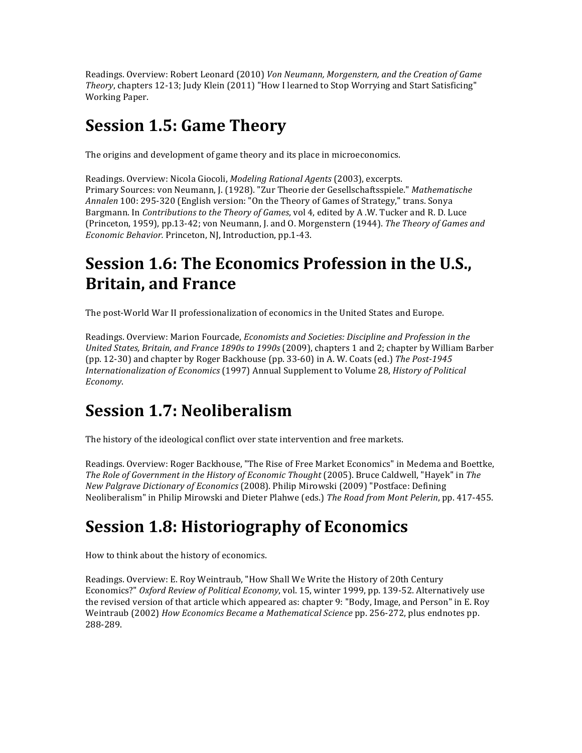Readings. Overview: Robert Leonard (2010) *Von Neumann, Morgenstern, and the Creation of Game Theory*, chapters 12-13; Judy Klein (2011) "How I learned to Stop Worrying and Start Satisficing" Working Paper.

# Session 1.5: Game Theory

The origins and development of game theory and its place in microeconomics.

Readings. Overview: Nicola Giocoli, *Modeling Rational Agents* (2003), excerpts.
Primary Sources: von Neumann, J. (1928). "Zur Theorie der Gesellschaftsspiele." *Mathematische Annalen* 100: 295-320 (English version: "On the Theory of Games of Strategy," trans. Sonya Bargmann. In *Contributions to the Theory of Games*, vol 4, edited by A .W. Tucker and R. D. Luce (Princeton, 1959), pp.13-42; von Neumann, J. and O. Morgenstern (1944). *The Theory of Games and Economic Behavior.* Princeton, NJ, Introduction, pp.1-43.

# Session 1.6: The Economics Profession in the U.S., Britain, and France

The post-World War II professionalization of economics in the United States and Europe.

Readings. Overview: Marion Fourcade, *Economists and Societies: Discipline and Profession in the United States, Britain, and France 1890s to 1990s* (2009), chapters 1 and 2; chapter by William Barber (pp. 12-30) and chapter by Roger Backhouse (pp. 33-60) in A. W. Coats (ed.) *The Post-1945 Internationalization of Economics* (1997) Annual Supplement to Volume 28, *History of Political Economy*.

# Session 1.7: Neoliberalism

The history of the ideological conflict over state intervention and free markets.

Readings. Overview: Roger Backhouse, "The Rise of Free Market Economics" in Medema and Boettke, *The Role of Government in the History of Economic Thought* (2005). Bruce Caldwell, "Hayek" in *The New Palgrave Dictionary of Economics* (2008). Philip Mirowski (2009) "Postface: Defining Neoliberalism" in Philip Mirowski and Dieter Plahwe (eds.) *The Road from Mont Pelerin*, pp. 417-455.

# Session 1.8: Historiography of Economics

How to think about the history of economics.

Readings. Overview: E. Roy Weintraub, "How Shall We Write the History of 20th Century Economics?" *Oxford Review of Political Economy*, vol. 15, winter 1999, pp. 139-52. Alternatively use the revised version of that article which appeared as: chapter 9: "Body, Image, and Person" in E. Roy Weintraub (2002) *How Economics Became a Mathematical Science* pp. 256-272, plus endnotes pp. 288-289.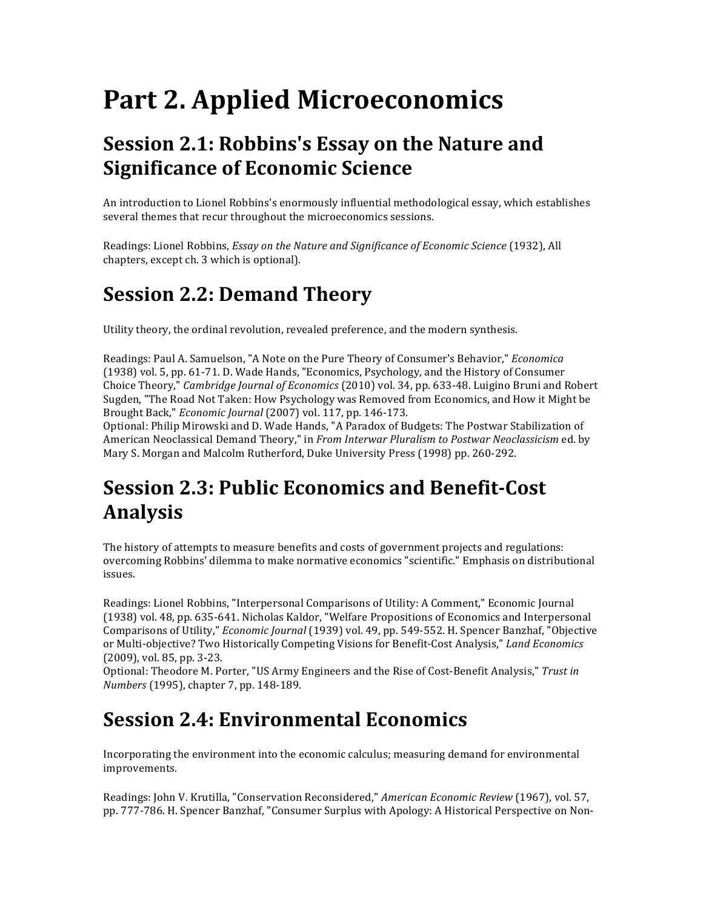# Part 2. Applied Microeconomics

## Session 2.1: Robbins's Essay on the Nature and Significance of Economic Science

An introduction to Lionel Robbins's enormously influential methodological essay, which establishes several themes that recur throughout the microeconomics sessions.

Readings: Lionel Robbins, *Essay on the Nature and Significance of Economic Science* (1932), All chapters, except ch. 3 which is optional).

## Session 2.2: Demand Theory

Utility theory, the ordinal revolution, revealed preference, and the modern synthesis.

Readings: Paul A. Samuelson, "A Note on the Pure Theory of Consumer's Behavior," *Economica* (1938) vol. 5, pp. 61-71. D. Wade Hands, "Economics, Psychology, and the History of Consumer Choice Theory," *Cambridge Journal of Economics* (2010) vol. 34, pp. 633-48. Luigino Bruni and Robert Sugden, "The Road Not Taken: How Psychology was Removed from Economics, and How it Might be Brought Back," *Economic Journal* (2007) vol. 117, pp. 146-173.
Optional: Philip Mirowski and D. Wade Hands, "A Paradox of Budgets: The Postwar Stabilization of American Neoclassical Demand Theory," in *From Interwar Pluralism to Postwar Neoclassicism* ed. by Mary S. Morgan and Malcolm Rutherford, Duke University Press (1998) pp. 260-292.

## Session 2.3: Public Economics and Benefit-Cost Analysis

The history of attempts to measure benefits and costs of government projects and regulations: overcoming Robbins' dilemma to make normative economics "scientific." Emphasis on distributional issues.

Readings: Lionel Robbins, "Interpersonal Comparisons of Utility: A Comment," Economic Journal (1938) vol. 48, pp. 635-641. Nicholas Kaldor, "Welfare Propositions of Economics and Interpersonal Comparisons of Utility," *Economic Journal* (1939) vol. 49, pp. 549-552. H. Spencer Banzhaf, "Objective or Multi-objective? Two Historically Competing Visions for Benefit-Cost Analysis," *Land Economics* (2009), vol. 85, pp. 3-23.
Optional: Theodore M. Porter, "US Army Engineers and the Rise of Cost-Benefit Analysis," *Trust in Numbers* (1995), chapter 7, pp. 148-189.

## Session 2.4: Environmental Economics

Incorporating the environment into the economic calculus; measuring demand for environmental improvements.

Readings: John V. Krutilla, "Conservation Reconsidered," *American Economic Review* (1967), vol. 57, pp. 777-786. H. Spencer Banzhaf, "Consumer Surplus with Apology: A Historical Perspective on Non-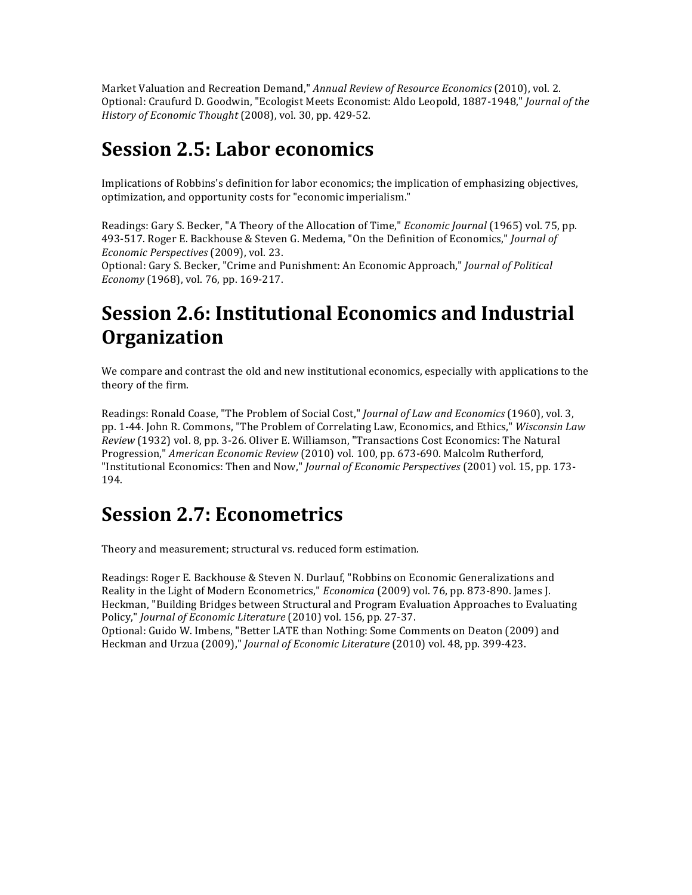Market Valuation and Recreation Demand," *Annual Review of Resource Economics* (2010), vol. 2.
Optional: Craufurd D. Goodwin, "Ecologist Meets Economist: Aldo Leopold, 1887-1948," *Journal of the History of Economic Thought* (2008), vol. 30, pp. 429-52.

# Session 2.5: Labor economics

Implications of Robbins's definition for labor economics; the implication of emphasizing objectives, optimization, and opportunity costs for "economic imperialism."

Readings: Gary S. Becker, "A Theory of the Allocation of Time," *Economic Journal* (1965) vol. 75, pp. 493-517. Roger E. Backhouse & Steven G. Medema, "On the Definition of Economics," *Journal of Economic Perspectives* (2009), vol. 23.
Optional: Gary S. Becker, "Crime and Punishment: An Economic Approach," *Journal of Political Economy* (1968), vol. 76, pp. 169-217.

# Session 2.6: Institutional Economics and Industrial Organization

We compare and contrast the old and new institutional economics, especially with applications to the theory of the firm.

Readings: Ronald Coase, "The Problem of Social Cost," *Journal of Law and Economics* (1960), vol. 3, pp. 1-44. John R. Commons, "The Problem of Correlating Law, Economics, and Ethics," *Wisconsin Law Review* (1932) vol. 8, pp. 3-26. Oliver E. Williamson, "Transactions Cost Economics: The Natural Progression," *American Economic Review* (2010) vol. 100, pp. 673-690. Malcolm Rutherford, "Institutional Economics: Then and Now," *Journal of Economic Perspectives* (2001) vol. 15, pp. 173-194.

# Session 2.7: Econometrics

Theory and measurement; structural vs. reduced form estimation.

Readings: Roger E. Backhouse & Steven N. Durlauf, "Robbins on Economic Generalizations and Reality in the Light of Modern Econometrics," *Economica* (2009) vol. 76, pp. 873-890. James J. Heckman, "Building Bridges between Structural and Program Evaluation Approaches to Evaluating Policy," *Journal of Economic Literature* (2010) vol. 156, pp. 27-37.
Optional: Guido W. Imbens, "Better LATE than Nothing: Some Comments on Deaton (2009) and Heckman and Urzua (2009)," *Journal of Economic Literature* (2010) vol. 48, pp. 399-423.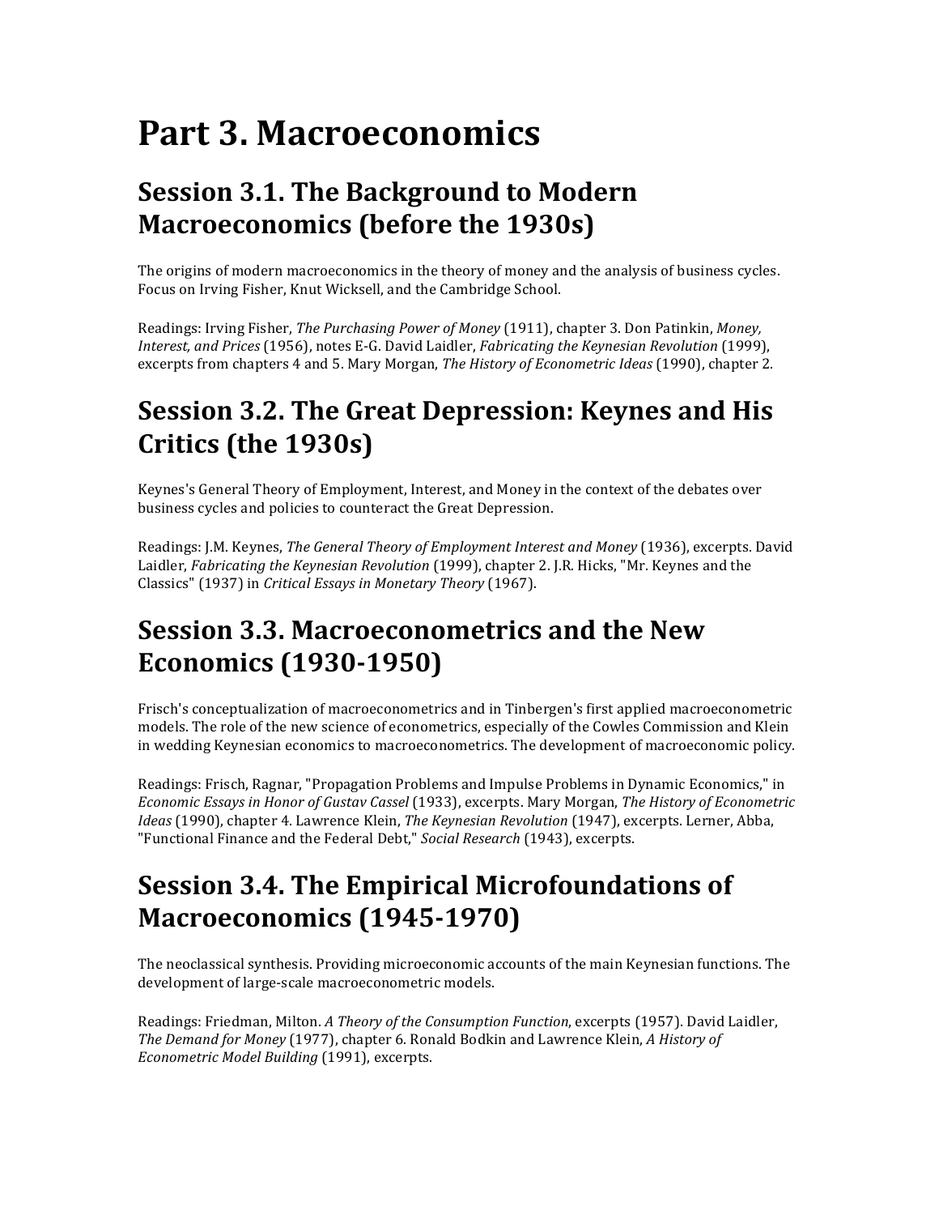# Part 3. Macroeconomics

## Session 3.1. The Background to Modern Macroeconomics (before the 1930s)

The origins of modern macroeconomics in the theory of money and the analysis of business cycles. Focus on Irving Fisher, Knut Wicksell, and the Cambridge School.

Readings: Irving Fisher, *The Purchasing Power of Money* (1911), chapter 3. Don Patinkin, *Money, Interest, and Prices* (1956), notes E-G. David Laidler, *Fabricating the Keynesian Revolution* (1999), excerpts from chapters 4 and 5. Mary Morgan, *The History of Econometric Ideas* (1990), chapter 2.

## Session 3.2. The Great Depression: Keynes and His Critics (the 1930s)

Keynes's General Theory of Employment, Interest, and Money in the context of the debates over business cycles and policies to counteract the Great Depression.

Readings: J.M. Keynes, *The General Theory of Employment Interest and Money* (1936), excerpts. David Laidler, *Fabricating the Keynesian Revolution* (1999), chapter 2. J.R. Hicks, "Mr. Keynes and the Classics" (1937) in *Critical Essays in Monetary Theory* (1967).

## Session 3.3. Macroeconometrics and the New Economics (1930-1950)

Frisch's conceptualization of macroeconometrics and in Tinbergen's first applied macroeconometric models. The role of the new science of econometrics, especially of the Cowles Commission and Klein in wedding Keynesian economics to macroeconometrics. The development of macroeconomic policy.

Readings: Frisch, Ragnar, "Propagation Problems and Impulse Problems in Dynamic Economics," in *Economic Essays in Honor of Gustav Cassel* (1933), excerpts. Mary Morgan, *The History of Econometric Ideas* (1990), chapter 4. Lawrence Klein, *The Keynesian Revolution* (1947), excerpts. Lerner, Abba, "Functional Finance and the Federal Debt," *Social Research* (1943), excerpts.

## Session 3.4. The Empirical Microfoundations of Macroeconomics (1945-1970)

The neoclassical synthesis. Providing microeconomic accounts of the main Keynesian functions. The development of large-scale macroeconometric models.

Readings: Friedman, Milton. *A Theory of the Consumption Function*, excerpts (1957). David Laidler, *The Demand for Money* (1977), chapter 6. Ronald Bodkin and Lawrence Klein, *A History of Econometric Model Building* (1991), excerpts.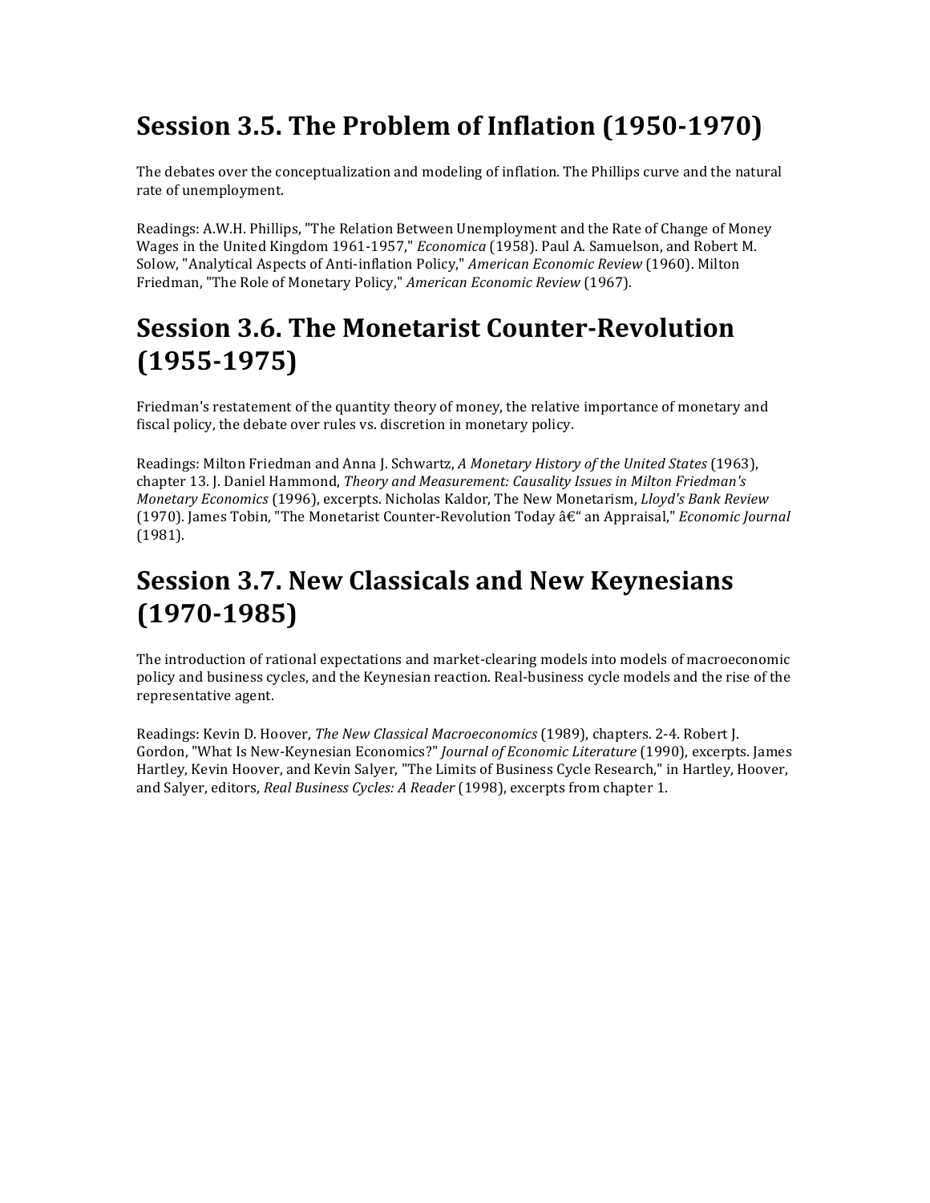## Session 3.5. The Problem of Inflation (1950-1970)

The debates over the conceptualization and modeling of inflation. The Phillips curve and the natural rate of unemployment.

Readings: A.W.H. Phillips, "The Relation Between Unemployment and the Rate of Change of Money Wages in the United Kingdom 1961-1957," *Economica* (1958). Paul A. Samuelson, and Robert M. Solow, "Analytical Aspects of Anti-inflation Policy," *American Economic Review* (1960). Milton Friedman, "The Role of Monetary Policy," *American Economic Review* (1967).

## Session 3.6. The Monetarist Counter-Revolution (1955-1975)

Friedman's restatement of the quantity theory of money, the relative importance of monetary and fiscal policy, the debate over rules vs. discretion in monetary policy.

Readings: Milton Friedman and Anna J. Schwartz, *A Monetary History of the United States* (1963), chapter 13. J. Daniel Hammond, *Theory and Measurement: Causality Issues in Milton Friedman's Monetary Economics* (1996), excerpts. Nicholas Kaldor, The New Monetarism, *Lloyd's Bank Review* (1970). James Tobin, "The Monetarist Counter-Revolution Today â€" an Appraisal," *Economic Journal* (1981).

## Session 3.7. New Classicals and New Keynesians (1970-1985)

The introduction of rational expectations and market-clearing models into models of macroeconomic policy and business cycles, and the Keynesian reaction. Real-business cycle models and the rise of the representative agent.

Readings: Kevin D. Hoover, *The New Classical Macroeconomics* (1989), chapters. 2-4. Robert J. Gordon, "What Is New-Keynesian Economics?" *Journal of Economic Literature* (1990), excerpts. James Hartley, Kevin Hoover, and Kevin Salyer, "The Limits of Business Cycle Research," in Hartley, Hoover, and Salyer, editors, *Real Business Cycles: A Reader* (1998), excerpts from chapter 1.